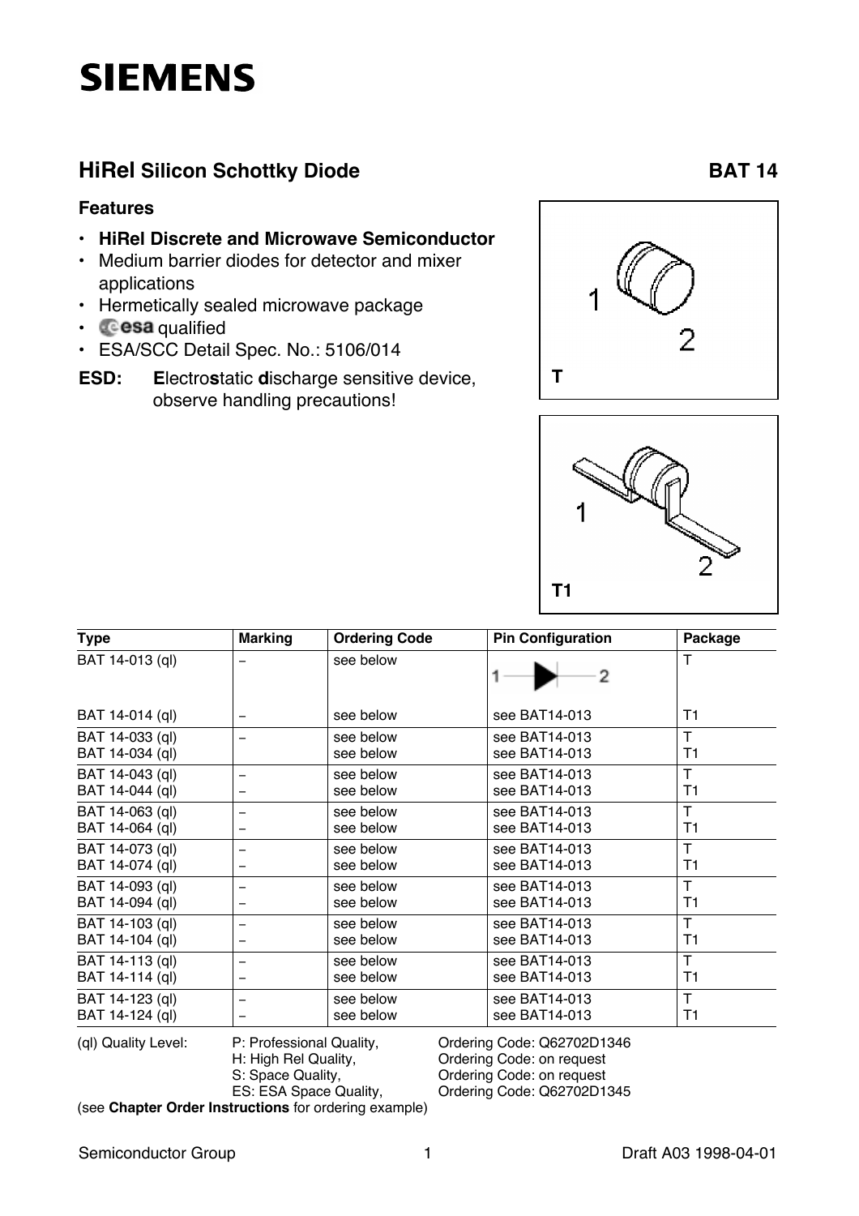**SIEMENS**

## HiRel Silicon Schottky Diode **BAT 14**

### Features

- **HiRel Discrete and Microwave Semiconductor**
- Medium barrier diodes for detector and mixer applications
- Hermetically sealed microwave package
- esa qualified
- ESA/SCC Detail Spec. No.: 5106/014

**ESD:** **E**lectro**s**tatic **d**ischarge sensitive device, observe handling precautions!

T

T1

| Type | Marking | Ordering Code | Pin Configuration | Package |
|---|---|---|---|---|
| BAT 14-013 (ql) | – | see below | 1 —▶— 2 | T |
| BAT 14-014 (ql) | – | see below | see BAT14-013 | T1 |
| BAT 14-033 (ql) | – | see below | see BAT14-013 | T |
| BAT 14-034 (ql) | | see below | see BAT14-013 | T1 |
| BAT 14-043 (ql) | – | see below | see BAT14-013 | T |
| BAT 14-044 (ql) | – | see below | see BAT14-013 | T1 |
| BAT 14-063 (ql) | – | see below | see BAT14-013 | T |
| BAT 14-064 (ql) | – | see below | see BAT14-013 | T1 |
| BAT 14-073 (ql) | – | see below | see BAT14-013 | T |
| BAT 14-074 (ql) | – | see below | see BAT14-013 | T1 |
| BAT 14-093 (ql) | – | see below | see BAT14-013 | T |
| BAT 14-094 (ql) | – | see below | see BAT14-013 | T1 |
| BAT 14-103 (ql) | – | see below | see BAT14-013 | T |
| BAT 14-104 (ql) | – | see below | see BAT14-013 | T1 |
| BAT 14-113 (ql) | – | see below | see BAT14-013 | T |
| BAT 14-114 (ql) | – | see below | see BAT14-013 | T1 |
| BAT 14-123 (ql) | – | see below | see BAT14-013 | T |
| BAT 14-124 (ql) | – | see below | see BAT14-013 | T1 |

| (ql) Quality Level: | | |
|---|---|---|
| | P: Professional Quality, | Ordering Code: Q62702D1346 |
| | H: High Rel Quality, | Ordering Code: on request |
| | S: Space Quality, | Ordering Code: on request |
| | ES: ESA Space Quality, | Ordering Code: Q62702D1345 |

(see **Chapter Order Instructions** for ordering example)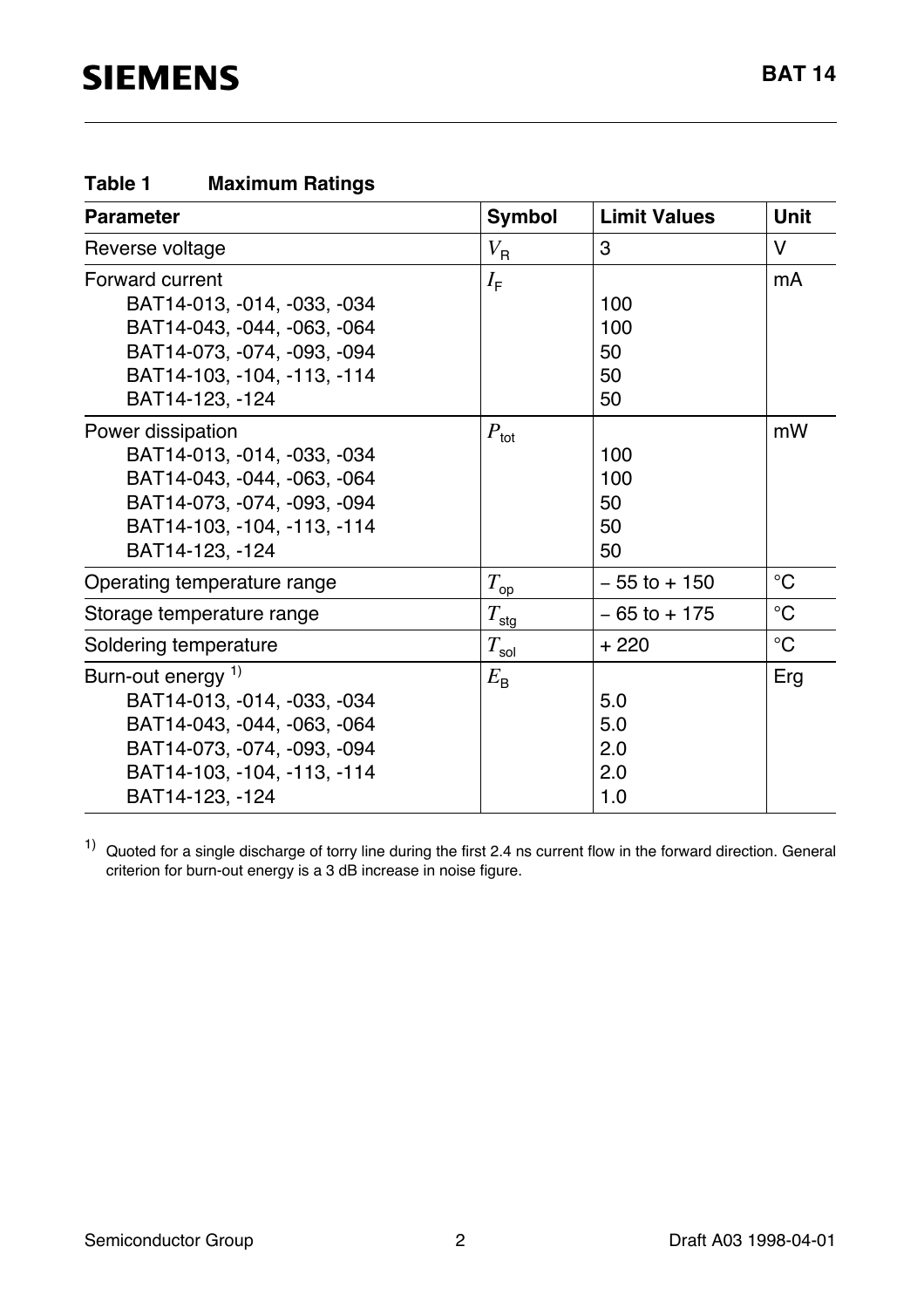**Table 1 Maximum Ratings**

| Parameter | Symbol | Limit Values | Unit |
|---|---|---|---|
| Reverse voltage | $V_R$ | 3 | V |
| Forward current<br>BAT14-013, -014, -033, -034<br>BAT14-043, -044, -063, -064<br>BAT14-073, -074, -093, -094<br>BAT14-103, -104, -113, -114<br>BAT14-123, -124 | $I_F$ | <br>100<br>100<br>50<br>50<br>50 | mA |
| Power dissipation<br>BAT14-013, -014, -033, -034<br>BAT14-043, -044, -063, -064<br>BAT14-073, -074, -093, -094<br>BAT14-103, -104, -113, -114<br>BAT14-123, -124 | $P_{tot}$ | <br>100<br>100<br>50<br>50<br>50 | mW |
| Operating temperature range | $T_{op}$ | – 55 to + 150 | °C |
| Storage temperature range | $T_{stg}$ | – 65 to + 175 | °C |
| Soldering temperature | $T_{sol}$ | + 220 | °C |
| Burn-out energy [1)]<br>BAT14-013, -014, -033, -034<br>BAT14-043, -044, -063, -064<br>BAT14-073, -074, -093, -094<br>BAT14-103, -104, -113, -114<br>BAT14-123, -124 | $E_B$ | <br>5.0<br>5.0<br>2.0<br>2.0<br>1.0 | Erg |

[1)] Quoted for a single discharge of torry line during the first 2.4 ns current flow in the forward direction. General criterion for burn-out energy is a 3 dB increase in noise figure.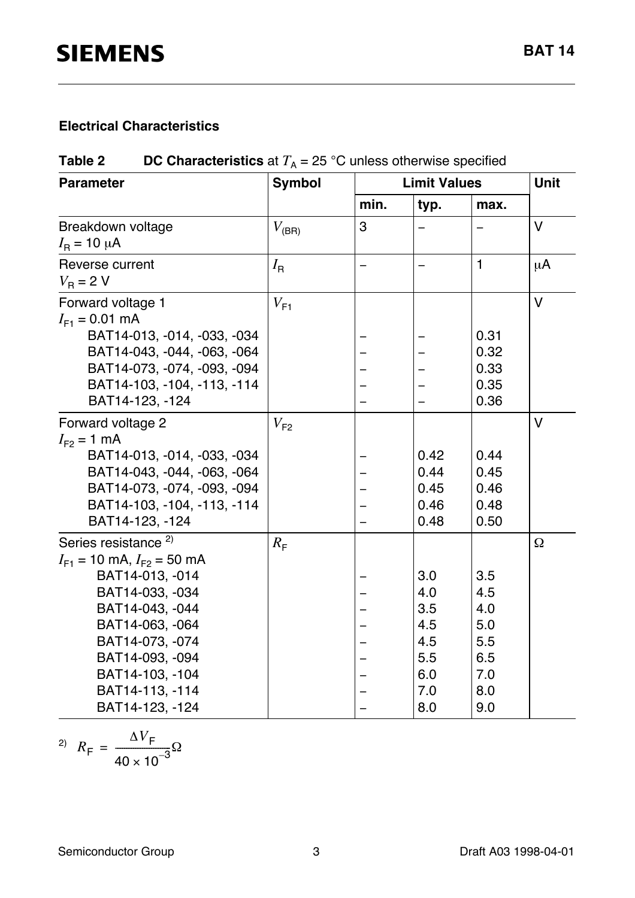## Electrical Characteristics

**Table 2** **DC Characteristics** at $T_A$ = 25 °C unless otherwise specified

| Parameter | Symbol | Limit Values | | | Unit |
|---|---|---|---|---|---|
| | | min. | typ. | max. | |
| Breakdown voltage<br>$I_R$ = 10 μA | $V_{(BR)}$ | 3 | – | – | V |
| Reverse current<br>$V_R$ = 2 V | $I_R$ | – | – | 1 | μA |
| Forward voltage 1<br>$I_{F1}$ = 0.01 mA | $V_{F1}$ | | | | V |
| BAT14-013, -014, -033, -034 | | – | – | 0.31 | |
| BAT14-043, -044, -063, -064 | | – | – | 0.32 | |
| BAT14-073, -074, -093, -094 | | – | – | 0.33 | |
| BAT14-103, -104, -113, -114 | | – | – | 0.35 | |
| BAT14-123, -124 | | – | – | 0.36 | |
| Forward voltage 2<br>$I_{F2}$ = 1 mA | $V_{F2}$ | | | | V |
| BAT14-013, -014, -033, -034 | | – | 0.42 | 0.44 | |
| BAT14-043, -044, -063, -064 | | – | 0.44 | 0.45 | |
| BAT14-073, -074, -093, -094 | | – | 0.45 | 0.46 | |
| BAT14-103, -104, -113, -114 | | – | 0.46 | 0.48 | |
| BAT14-123, -124 | | – | 0.48 | 0.50 | |
| Series resistance [2)]<br>$I_{F1}$ = 10 mA, $I_{F2}$ = 50 mA | $R_F$ | | | | Ω |
| BAT14-013, -014 | | – | 3.0 | 3.5 | |
| BAT14-033, -034 | | – | 4.0 | 4.5 | |
| BAT14-043, -044 | | – | 3.5 | 4.0 | |
| BAT14-063, -064 | | – | 4.5 | 5.0 | |
| BAT14-073, -074 | | – | 4.5 | 5.5 | |
| BAT14-093, -094 | | – | 5.5 | 6.5 | |
| BAT14-103, -104 | | – | 6.0 | 7.0 | |
| BAT14-113, -114 | | – | 7.0 | 8.0 | |
| BAT14-123, -124 | | – | 8.0 | 9.0 | |

[2)] $R_F = \frac{\Delta V_F}{40 \times 10^{-3}} \Omega$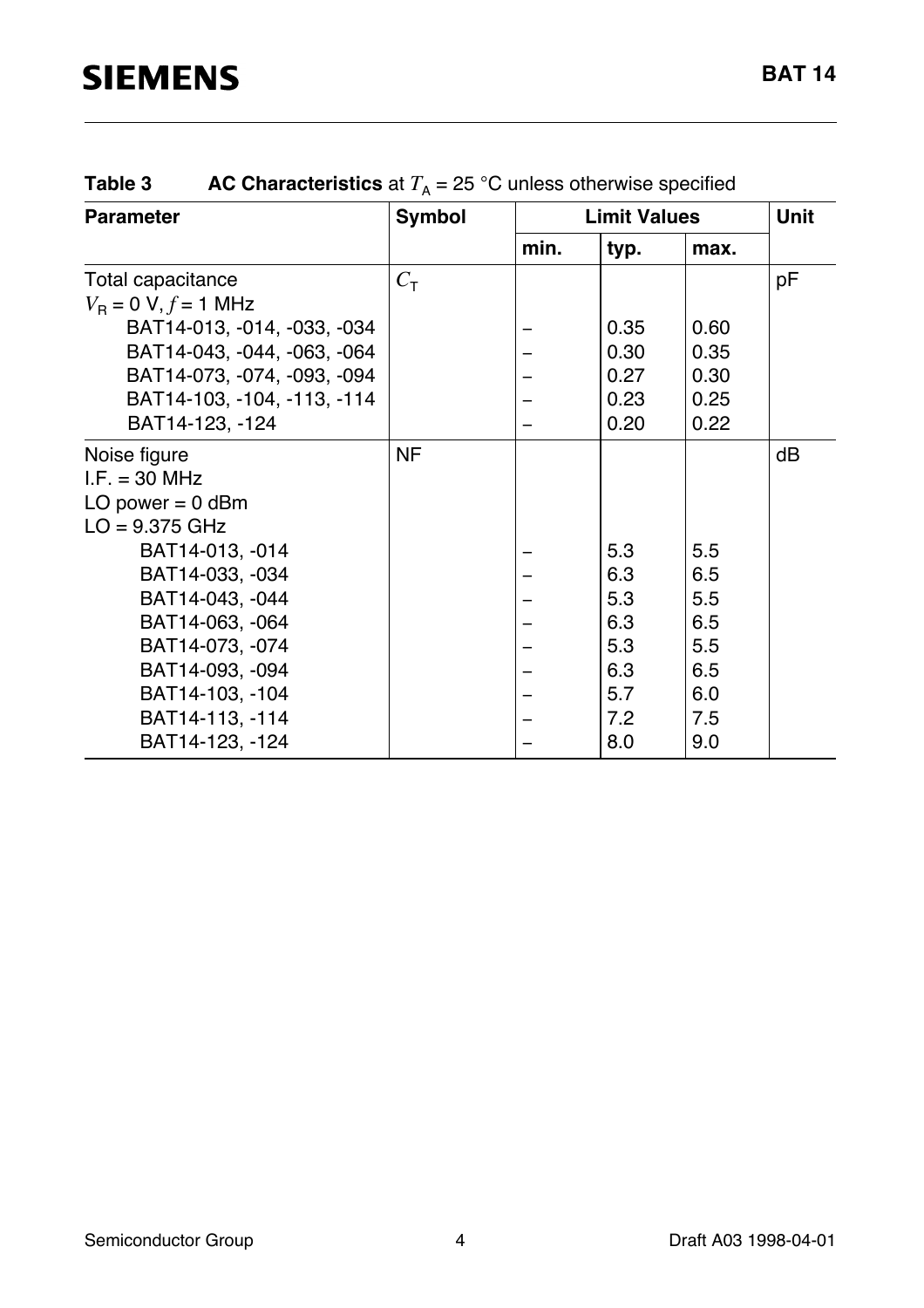**Table 3 AC Characteristics** at $T_A$ = 25 °C unless otherwise specified

| Parameter | Symbol | Limit Values | | | Unit |
|---|---|---|---|---|---|
| | | min. | typ. | max. | |
| Total capacitance<br>$V_R$ = 0 V, $f$ = 1 MHz | $C_T$ | | | | pF |
| BAT14-013, -014, -033, -034 | | – | 0.35 | 0.60 | |
| BAT14-043, -044, -063, -064 | | – | 0.30 | 0.35 | |
| BAT14-073, -074, -093, -094 | | – | 0.27 | 0.30 | |
| BAT14-103, -104, -113, -114 | | – | 0.23 | 0.25 | |
| BAT14-123, -124 | | – | 0.20 | 0.22 | |
| Noise figure<br>I.F. = 30 MHz<br>LO power = 0 dBm<br>LO = 9.375 GHz | NF | | | | dB |
| BAT14-013, -014 | | – | 5.3 | 5.5 | |
| BAT14-033, -034 | | – | 6.3 | 6.5 | |
| BAT14-043, -044 | | – | 5.3 | 5.5 | |
| BAT14-063, -064 | | – | 6.3 | 6.5 | |
| BAT14-073, -074 | | – | 5.3 | 5.5 | |
| BAT14-093, -094 | | – | 6.3 | 6.5 | |
| BAT14-103, -104 | | – | 5.7 | 6.0 | |
| BAT14-113, -114 | | – | 7.2 | 7.5 | |
| BAT14-123, -124 | | – | 8.0 | 9.0 | |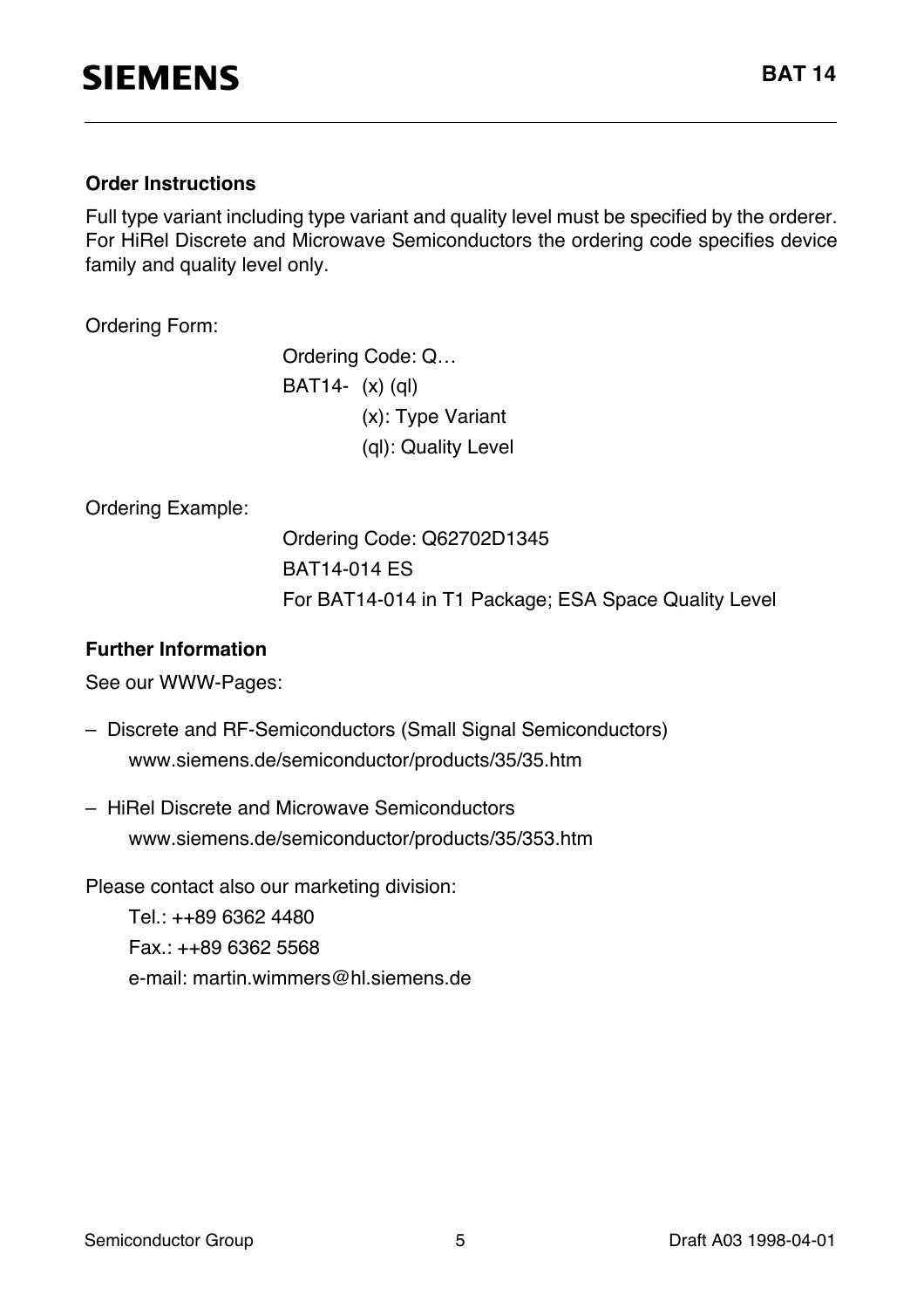### Order Instructions

Full type variant including type variant and quality level must be specified by the orderer. For HiRel Discrete and Microwave Semiconductors the ordering code specifies device family and quality level only.

Ordering Form:

Ordering Code: Q…
BAT14- (x) (ql)
(x): Type Variant
(ql): Quality Level

Ordering Example:

Ordering Code: Q62702D1345
BAT14-014 ES
For BAT14-014 in T1 Package; ESA Space Quality Level

### Further Information

See our WWW-Pages:

- Discrete and RF-Semiconductors (Small Signal Semiconductors)
  www.siemens.de/semiconductor/products/35/35.htm
- HiRel Discrete and Microwave Semiconductors
  www.siemens.de/semiconductor/products/35/353.htm

Please contact also our marketing division:

Tel.: ++89 6362 4480
Fax.: ++89 6362 5568
e-mail: martin.wimmers@hl.siemens.de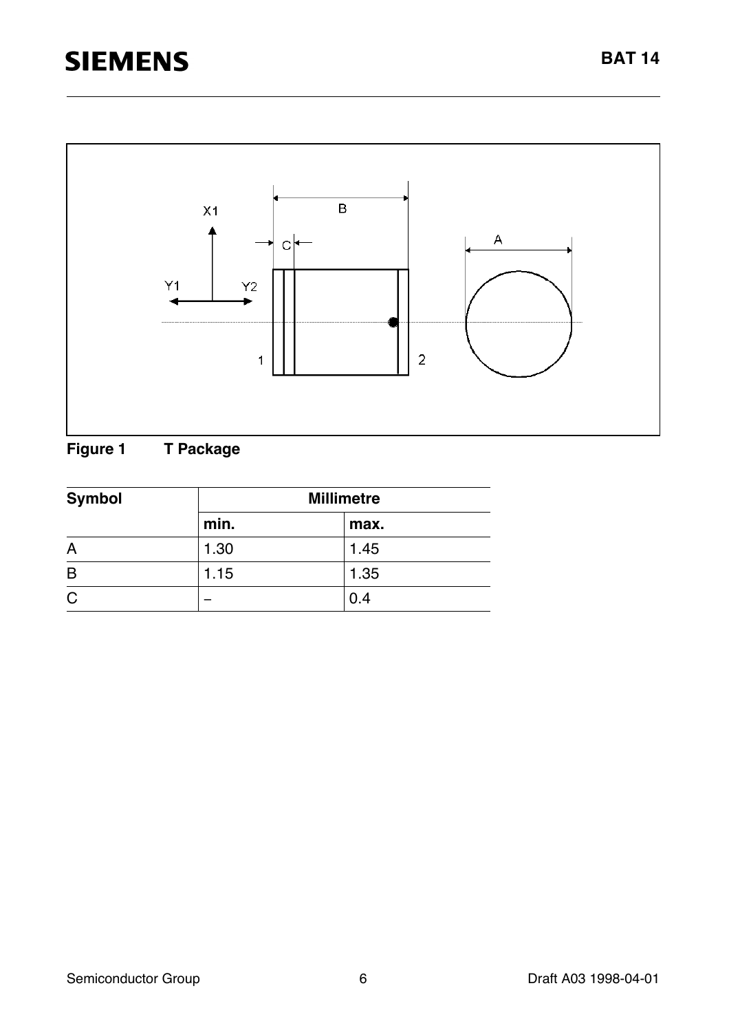**Figure 1 T Package**

| Symbol | Millimetre | |
|---|---|---|
| | **min.** | **max.** |
| A | 1.30 | 1.45 |
| B | 1.15 | 1.35 |
| C | – | 0.4 |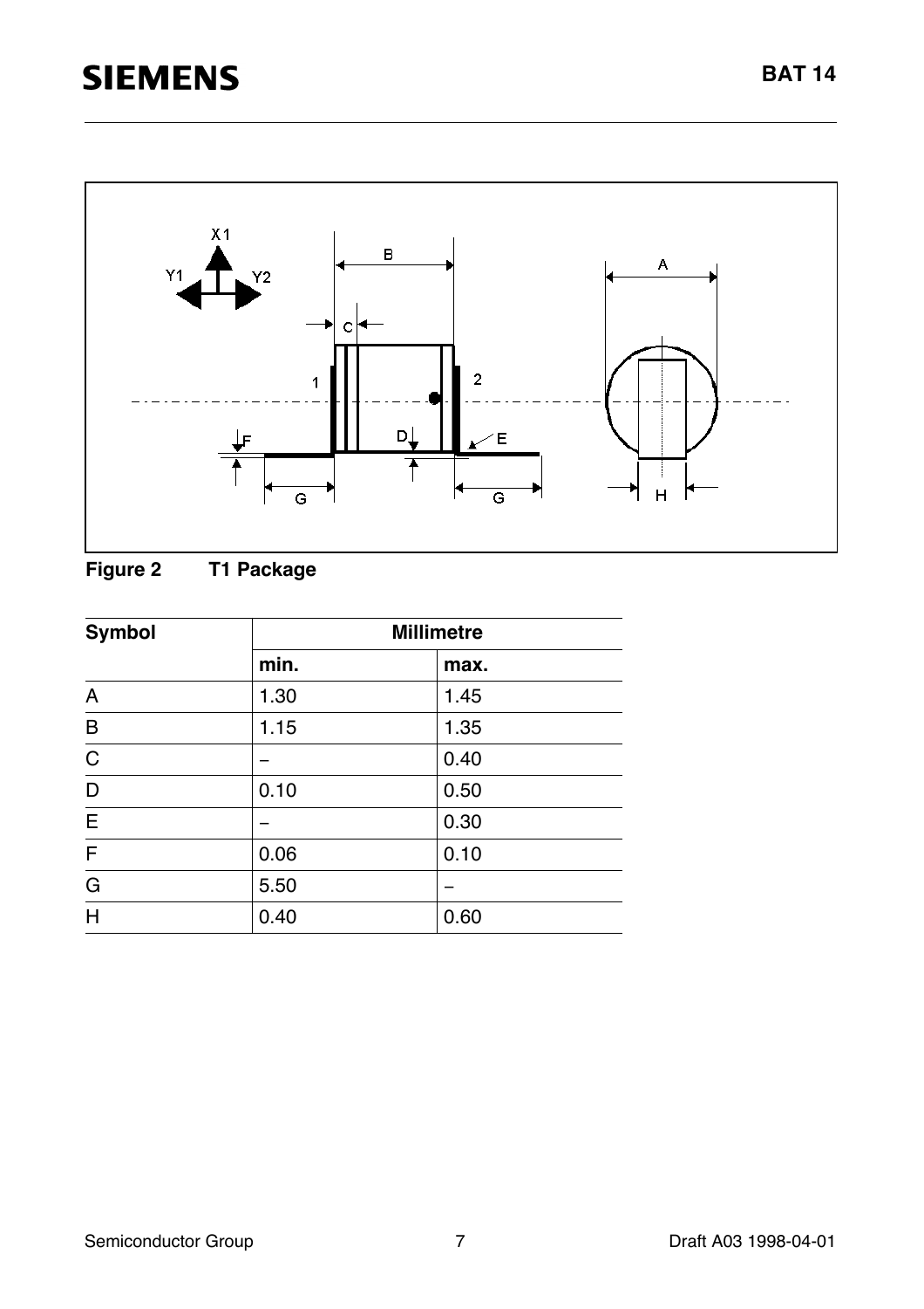X1

Y1 Y2

B

A

C

1

2

F

D

E

G

G

H

**Figure 2 T1 Package**

| Symbol | Millimetre | |
|---|---|---|
| | **min.** | **max.** |
| A | 1.30 | 1.45 |
| B | 1.15 | 1.35 |
| C | – | 0.40 |
| D | 0.10 | 0.50 |
| E | – | 0.30 |
| F | 0.06 | 0.10 |
| G | 5.50 | – |
| H | 0.40 | 0.60 |